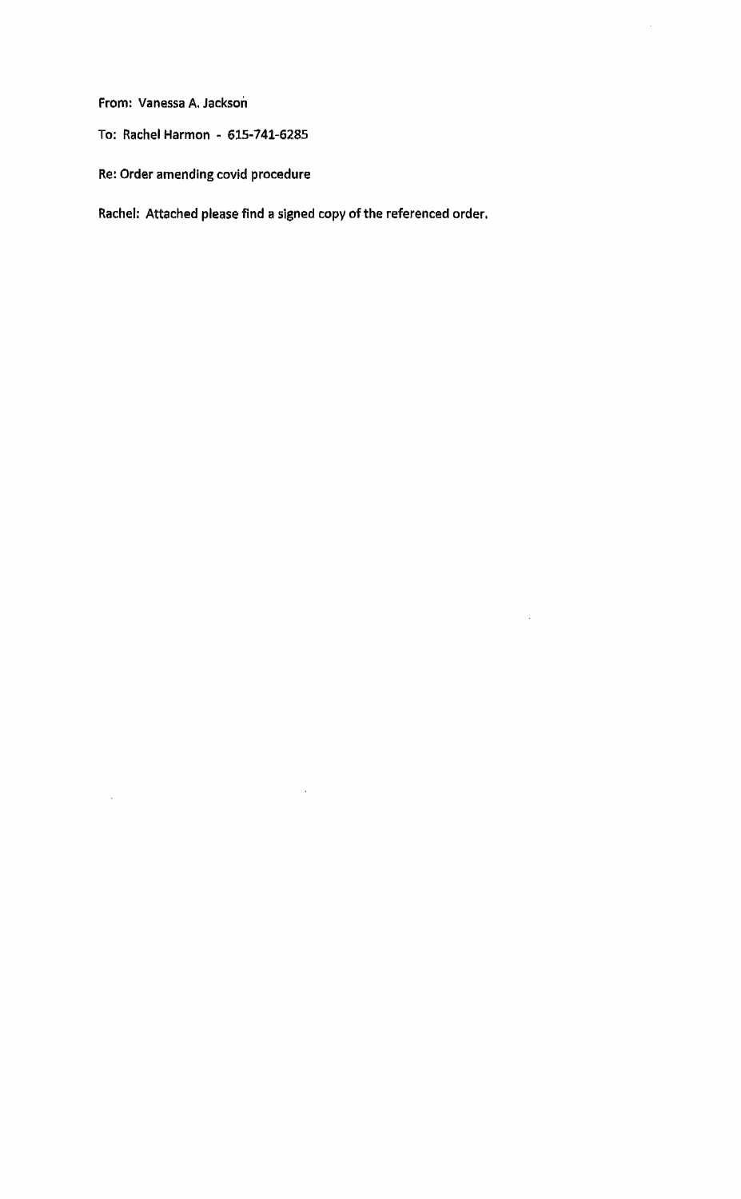From: Vanessa A. Jackson

To: Rachel Harmon - 615-741-6285

Re: Order amending covid procedure

Rachel: Attached please find a signed copy of the referenced order.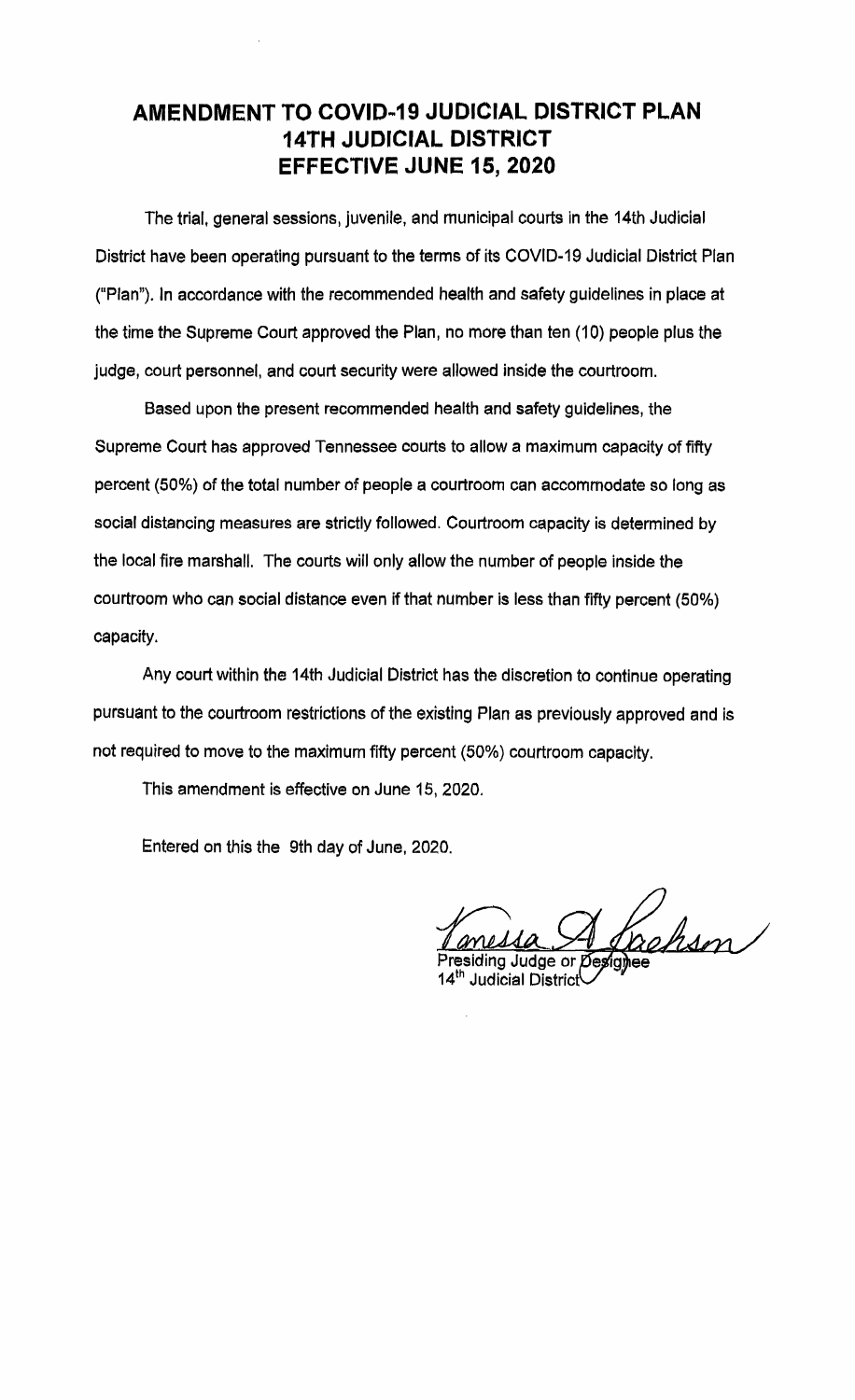# AMENDMENT TO COVID-19 JUDICIAL DISTRICT PLAN
# 14TH JUDICIAL DISTRICT
# EFFECTIVE JUNE 15, 2020

The trial, general sessions, juvenile, and municipal courts in the 14th Judicial District have been operating pursuant to the terms of its COVID-19 Judicial District Plan ("Plan"). In accordance with the recommended health and safety guidelines in place at the time the Supreme Court approved the Plan, no more than ten (10) people plus the judge, court personnel, and court security were allowed inside the courtroom.

Based upon the present recommended health and safety guidelines, the Supreme Court has approved Tennessee courts to allow a maximum capacity of fifty percent (50%) of the total number of people a courtroom can accommodate so long as social distancing measures are strictly followed. Courtroom capacity is determined by the local fire marshall. The courts will only allow the number of people inside the courtroom who can social distance even if that number is less than fifty percent (50%) capacity.

Any court within the 14th Judicial District has the discretion to continue operating pursuant to the courtroom restrictions of the existing Plan as previously approved and is not required to move to the maximum fifty percent (50%) courtroom capacity.

This amendment is effective on June 15, 2020.

Entered on this the 9th day of June, 2020.

Vanessa A. Jackson

Presiding Judge or Designee
14th Judicial District